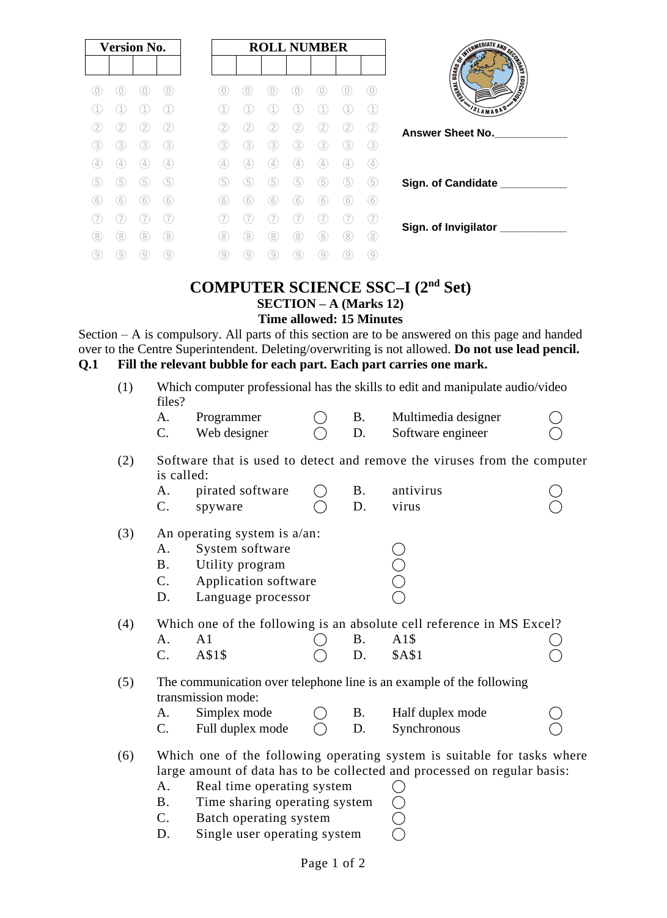| Version No. | | | |
|---|---|---|---|
| | | | |

| ROLL NUMBER | | | | | | |
|---|---|---|---|---|---|---|
| | | | | | | |

Answer Sheet No.\_\_\_\_\_\_\_\_\_\_\_\_

Sign. of Candidate \_\_\_\_\_\_\_\_\_\_\_

Sign. of Invigilator \_\_\_\_\_\_\_\_\_\_\_

# COMPUTER SCIENCE SSC–I (2nd Set)

## SECTION – A (Marks 12)

**Time allowed: 15 Minutes**

Section – A is compulsory. All parts of this section are to be answered on this page and handed over to the Centre Superintendent. Deleting/overwriting is not allowed. **Do not use lead pencil.**

**Q.1 Fill the relevant bubble for each part. Each part carries one mark.**

(1) Which computer professional has the skills to edit and manipulate audio/video files?

- A. Programmer ◯
- B. Multimedia designer ◯
- C. Web designer ◯
- D. Software engineer ◯

(2) Software that is used to detect and remove the viruses from the computer is called:

- A. pirated software ◯
- B. antivirus ◯
- C. spyware ◯
- D. virus ◯

(3) An operating system is a/an:

- A. System software ◯
- B. Utility program ◯
- C. Application software ◯
- D. Language processor ◯

(4) Which one of the following is an absolute cell reference in MS Excel?

- A. A1 ◯
- B. A1$ ◯
- C. A$1$ ◯
- D. $A$1 ◯

(5) The communication over telephone line is an example of the following transmission mode:

- A. Simplex mode ◯
- B. Half duplex mode ◯
- C. Full duplex mode ◯
- D. Synchronous ◯

(6) Which one of the following operating system is suitable for tasks where large amount of data has to be collected and processed on regular basis:

- A. Real time operating system ◯
- B. Time sharing operating system ◯
- C. Batch operating system ◯
- D. Single user operating system ◯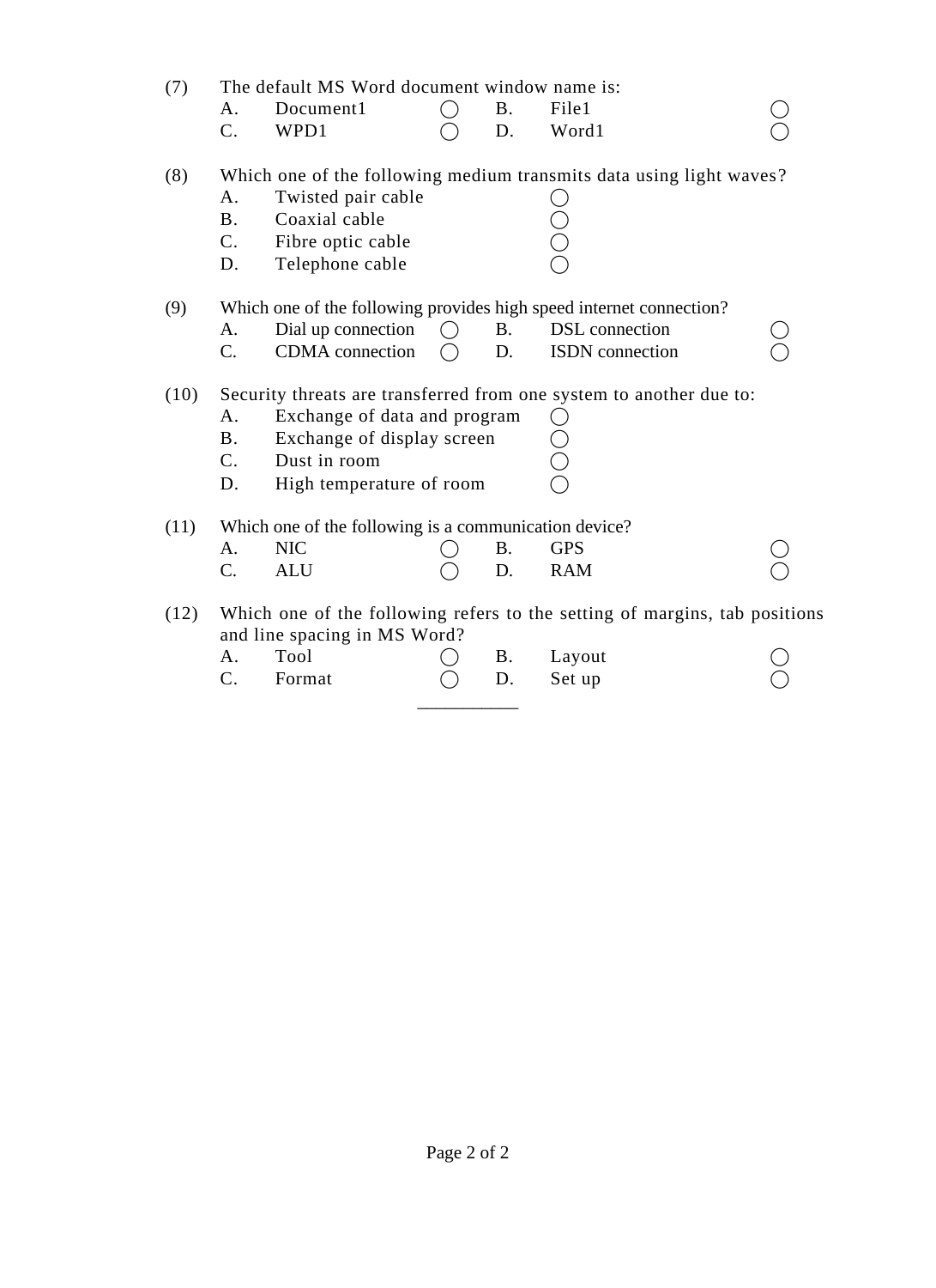(7) The default MS Word document window name is:

A. Document1 ◯ B. File1 ◯

C. WPD1 ◯ D. Word1 ◯

(8) Which one of the following medium transmits data using light waves?

A. Twisted pair cable ◯

B. Coaxial cable ◯

C. Fibre optic cable ◯

D. Telephone cable ◯

(9) Which one of the following provides high speed internet connection?

A. Dial up connection ◯ B. DSL connection ◯

C. CDMA connection ◯ D. ISDN connection ◯

(10) Security threats are transferred from one system to another due to:

A. Exchange of data and program ◯

B. Exchange of display screen ◯

C. Dust in room ◯

D. High temperature of room ◯

(11) Which one of the following is a communication device?

A. NIC ◯ B. GPS ◯

C. ALU ◯ D. RAM ◯

(12) Which one of the following refers to the setting of margins, tab positions and line spacing in MS Word?

A. Tool ◯ B. Layout ◯

C. Format ◯ D. Set up ◯

___________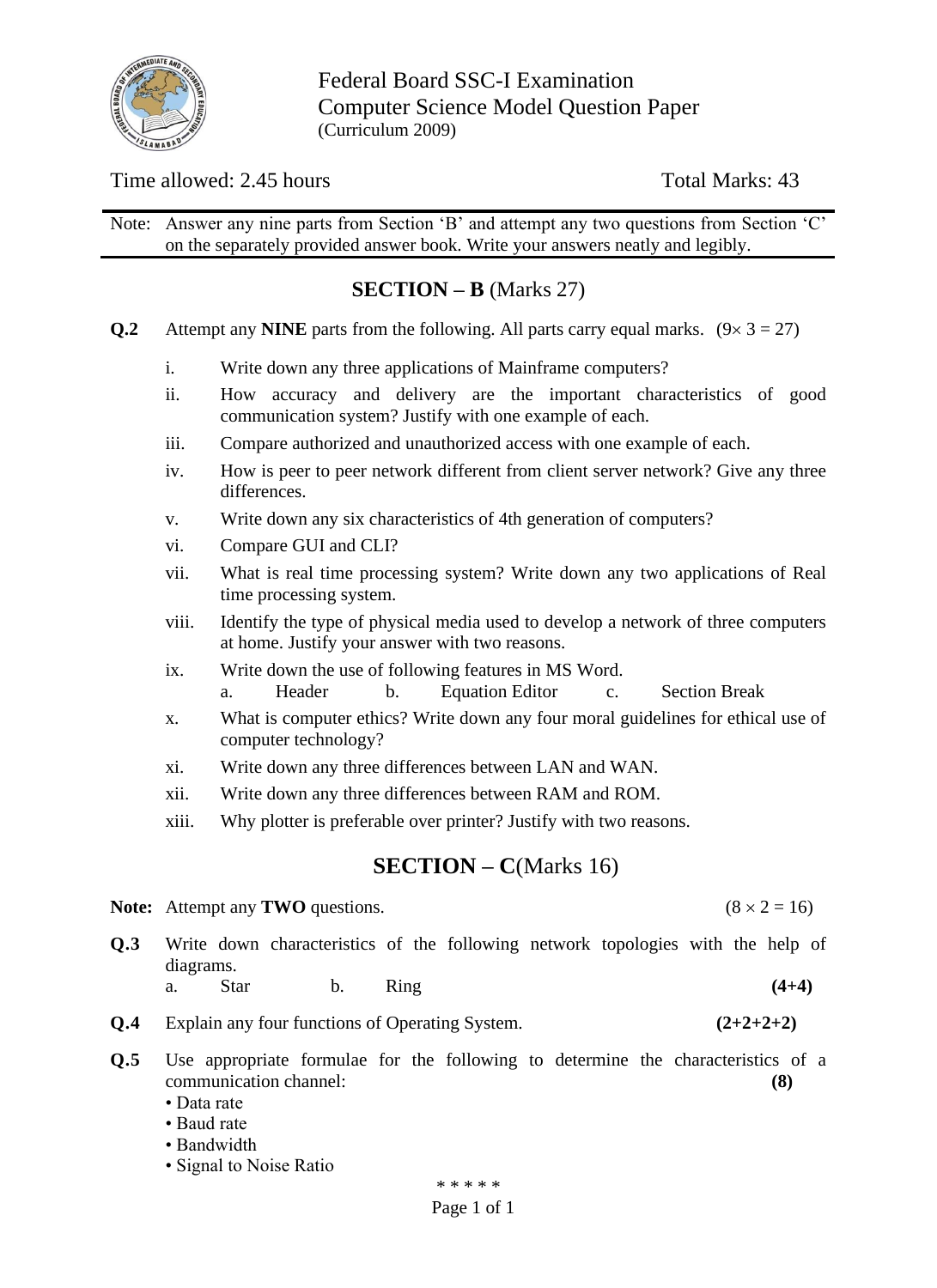Federal Board SSC-I Examination
Computer Science Model Question Paper
(Curriculum 2009)

Time allowed: 2.45 hours | Total Marks: 43

Note: Answer any nine parts from Section 'B' and attempt any two questions from Section 'C' on the separately provided answer book. Write your answers neatly and legibly.

## SECTION – B (Marks 27)

**Q.2** Attempt any **NINE** parts from the following. All parts carry equal marks. ($9 \times 3 = 27$)

i. Write down any three applications of Mainframe computers?

ii. How accuracy and delivery are the important characteristics of good communication system? Justify with one example of each.

iii. Compare authorized and unauthorized access with one example of each.

iv. How is peer to peer network different from client server network? Give any three differences.

v. Write down any six characteristics of 4th generation of computers?

vi. Compare GUI and CLI?

vii. What is real time processing system? Write down any two applications of Real time processing system.

viii. Identify the type of physical media used to develop a network of three computers at home. Justify your answer with two reasons.

ix. Write down the use of following features in MS Word.
   a. Header  b. Equation Editor  c. Section Break

x. What is computer ethics? Write down any four moral guidelines for ethical use of computer technology?

xi. Write down any three differences between LAN and WAN.

xii. Write down any three differences between RAM and ROM.

xiii. Why plotter is preferable over printer? Justify with two reasons.

## SECTION – C (Marks 16)

**Note:** Attempt any **TWO** questions. ($8 \times 2 = 16$)

**Q.3** Write down characteristics of the following network topologies with the help of diagrams.
   a. Star  b. Ring **(4+4)**

**Q.4** Explain any four functions of Operating System. **(2+2+2+2)**

**Q.5** Use appropriate formulae for the following to determine the characteristics of a communication channel: **(8)**
- Data rate
- Baud rate
- Bandwidth
- Signal to Noise Ratio

\* \* \* \* \*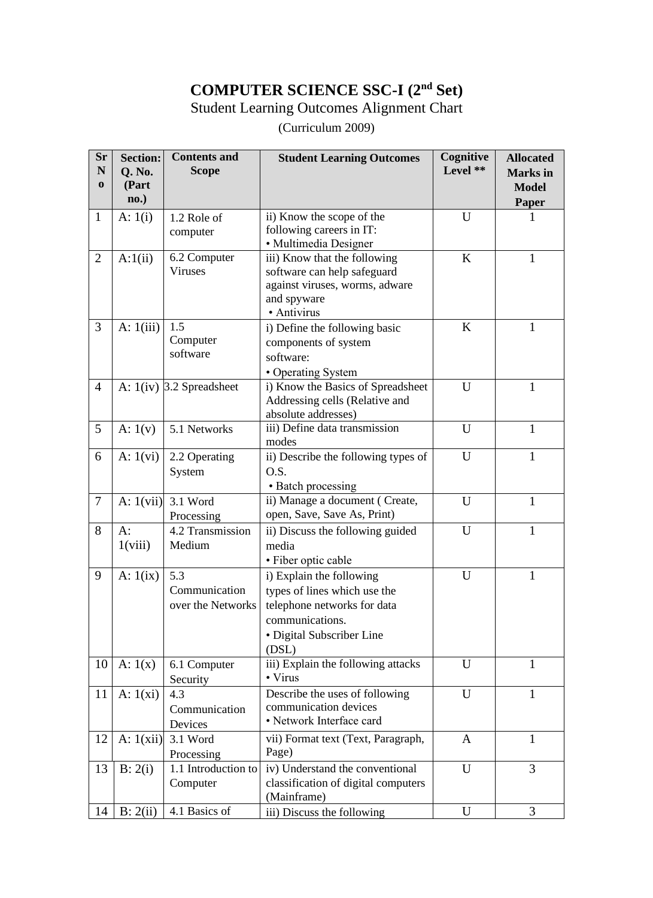# COMPUTER SCIENCE SSC-I (2nd Set)

Student Learning Outcomes Alignment Chart

(Curriculum 2009)

| Sr No | Section: Q. No. (Part no.) | Contents and Scope | Student Learning Outcomes | Cognitive Level ** | Allocated Marks in Model Paper |
|---|---|---|---|---|---|
| 1 | A: 1(i) | 1.2 Role of computer | ii) Know the scope of the following careers in IT: • Multimedia Designer | U | 1 |
| 2 | A:1(ii) | 6.2 Computer Viruses | iii) Know that the following software can help safeguard against viruses, worms, adware and spyware • Antivirus | K | 1 |
| 3 | A: 1(iii) | 1.5 Computer software | i) Define the following basic components of system software: • Operating System | K | 1 |
| 4 | A: 1(iv) | 3.2 Spreadsheet | i) Know the Basics of Spreadsheet Addressing cells (Relative and absolute addresses) | U | 1 |
| 5 | A: 1(v) | 5.1 Networks | iii) Define data transmission modes | U | 1 |
| 6 | A: 1(vi) | 2.2 Operating System | ii) Describe the following types of O.S. • Batch processing | U | 1 |
| 7 | A: 1(vii) | 3.1 Word Processing | ii) Manage a document ( Create, open, Save, Save As, Print) | U | 1 |
| 8 | A: 1(viii) | 4.2 Transmission Medium | ii) Discuss the following guided media • Fiber optic cable | U | 1 |
| 9 | A: 1(ix) | 5.3 Communication over the Networks | i) Explain the following types of lines which use the telephone networks for data communications. • Digital Subscriber Line (DSL) | U | 1 |
| 10 | A: 1(x) | 6.1 Computer Security | iii) Explain the following attacks • Virus | U | 1 |
| 11 | A: 1(xi) | 4.3 Communication Devices | Describe the uses of following communication devices • Network Interface card | U | 1 |
| 12 | A: 1(xii) | 3.1 Word Processing | vii) Format text (Text, Paragraph, Page) | A | 1 |
| 13 | B: 2(i) | 1.1 Introduction to Computer | iv) Understand the conventional classification of digital computers (Mainframe) | U | 3 |
| 14 | B: 2(ii) | 4.1 Basics of | iii) Discuss the following | U | 3 |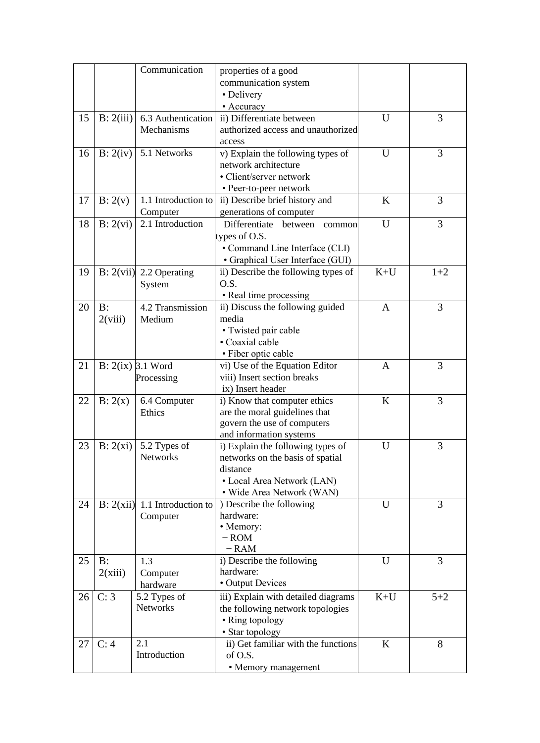| | | Communication | properties of a good communication system<br>• Delivery<br>• Accuracy | | |
|---|---|---|---|---|---|
| 15 | B: 2(iii) | 6.3 Authentication Mechanisms | ii) Differentiate between authorized access and unauthorized access | U | 3 |
| 16 | B: 2(iv) | 5.1 Networks | v) Explain the following types of network architecture<br>• Client/server network<br>• Peer-to-peer network | U | 3 |
| 17 | B: 2(v) | 1.1 Introduction to Computer | ii) Describe brief history and generations of computer | K | 3 |
| 18 | B: 2(vi) | 2.1 Introduction | Differentiate between common types of O.S.<br>• Command Line Interface (CLI)<br>• Graphical User Interface (GUI) | U | 3 |
| 19 | B: 2(vii) | 2.2 Operating System | ii) Describe the following types of O.S.<br>• Real time processing | K+U | 1+2 |
| 20 | B: 2(viii) | 4.2 Transmission Medium | ii) Discuss the following guided media<br>• Twisted pair cable<br>• Coaxial cable<br>• Fiber optic cable | A | 3 |
| 21 | B: 2(ix) | 3.1 Word Processing | vi) Use of the Equation Editor<br>viii) Insert section breaks<br>ix) Insert header | A | 3 |
| 22 | B: 2(x) | 6.4 Computer Ethics | i) Know that computer ethics are the moral guidelines that govern the use of computers and information systems | K | 3 |
| 23 | B: 2(xi) | 5.2 Types of Networks | i) Explain the following types of networks on the basis of spatial distance<br>• Local Area Network (LAN)<br>• Wide Area Network (WAN) | U | 3 |
| 24 | B: 2(xii) | 1.1 Introduction to Computer | ) Describe the following hardware:<br>• Memory:<br>− ROM<br>− RAM | U | 3 |
| 25 | B: 2(xiii) | 1.3 Computer hardware | i) Describe the following hardware:<br>• Output Devices | U | 3 |
| 26 | C: 3 | 5.2 Types of Networks | iii) Explain with detailed diagrams the following network topologies<br>• Ring topology<br>• Star topology | K+U | 5+2 |
| 27 | C: 4 | 2.1 Introduction | ii) Get familiar with the functions of O.S.<br>• Memory management | K | 8 |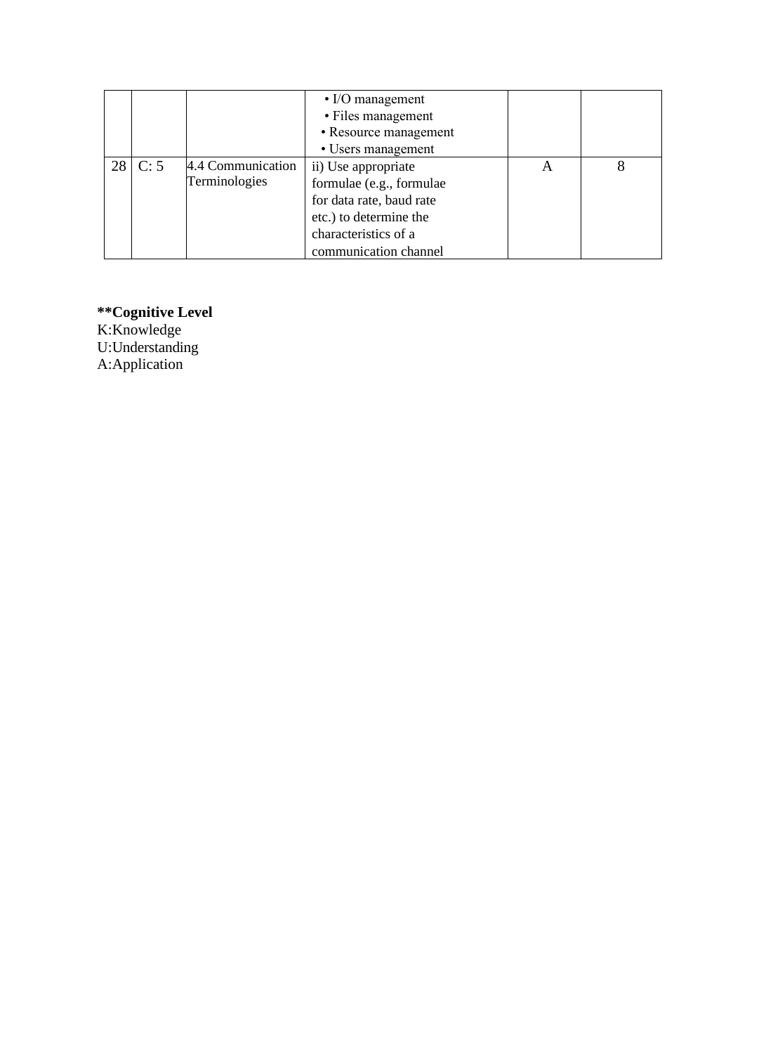|  |  |  | • I/O management<br>• Files management<br>• Resource management<br>• Users management |  |  |
|---|---|---|---|---|---|
| 28 | C: 5 | 4.4 Communication Terminologies | ii) Use appropriate formulae (e.g., formulae for data rate, baud rate etc.) to determine the characteristics of a communication channel | A | 8 |

****Cognitive Level**

K:Knowledge

U:Understanding

A:Application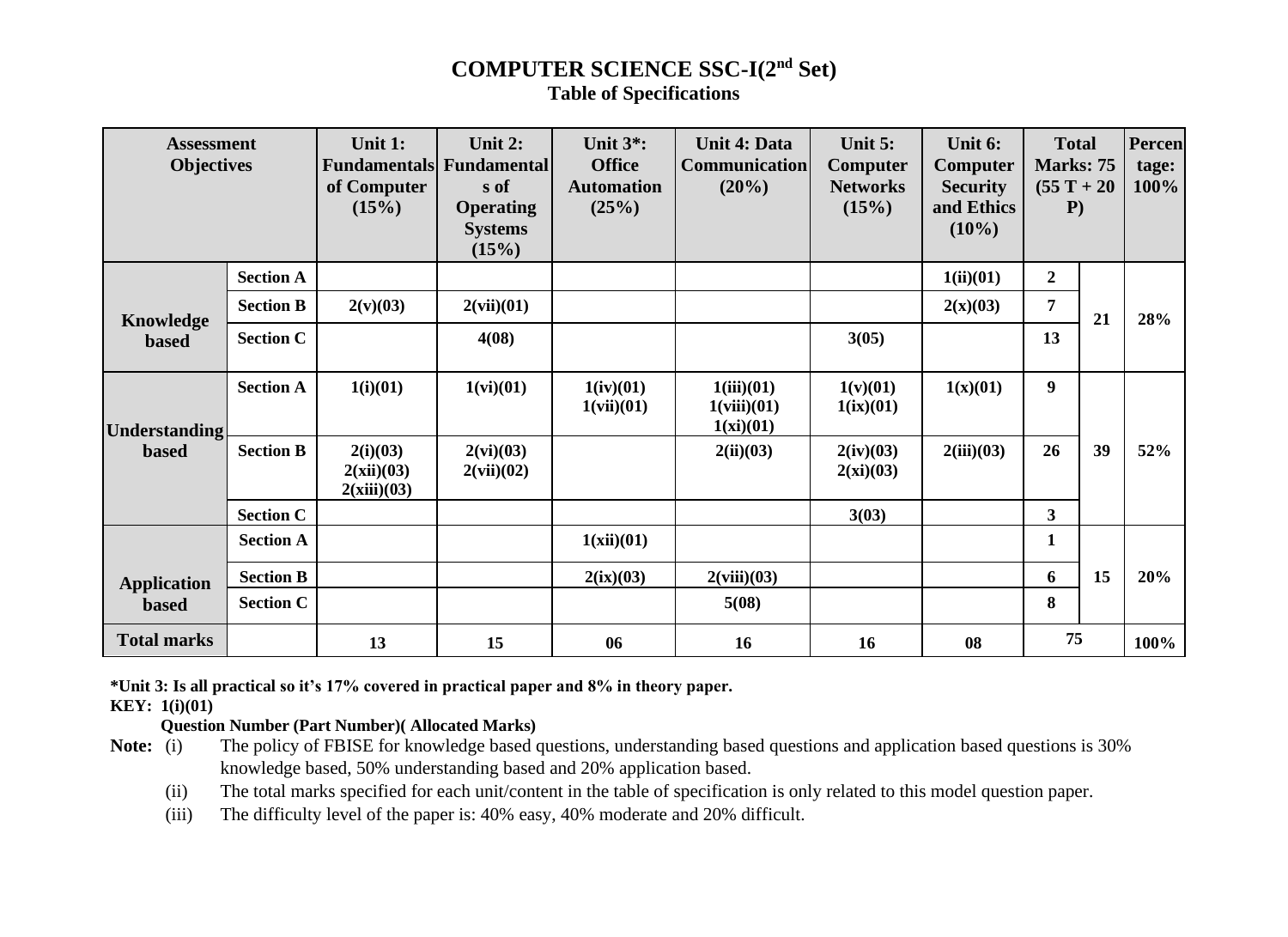# COMPUTER SCIENCE SSC-I(2nd Set)

## Table of Specifications

| Assessment Objectives | | Unit 1: Fundamentals of Computer (15%) | Unit 2: Fundamentals of Operating Systems (15%) | Unit 3*: Office Automation (25%) | Unit 4: Data Communication (20%) | Unit 5: Computer Networks (15%) | Unit 6: Computer Security and Ethics (10%) | Total Marks: 75 (55 T + 20 P) | | Percentage: 100% |
|---|---|---|---|---|---|---|---|---|---|---|
| **Knowledge based** | **Section A** | | | | | | 1(ii)(01) | 2 | 21 | 28% |
| | **Section B** | 2(v)(03) | 2(vii)(01) | | | | 2(x)(03) | 7 | | |
| | **Section C** | | 4(08) | | | 3(05) | | 13 | | |
| **Understanding based** | **Section A** | 1(i)(01) | 1(vi)(01) | 1(iv)(01) 1(vii)(01) | 1(iii)(01) 1(viii)(01) 1(xi)(01) | 1(v)(01) 1(ix)(01) | 1(x)(01) | 9 | 39 | 52% |
| | **Section B** | 2(i)(03) 2(xii)(03) 2(xiii)(03) | 2(vi)(03) 2(vii)(02) | | 2(ii)(03) | 2(iv)(03) 2(xi)(03) | 2(iii)(03) | 26 | | |
| | **Section C** | | | | | 3(03) | | 3 | | |
| **Application based** | **Section A** | | | 1(xii)(01) | | | | 1 | 15 | 20% |
| | **Section B** | | | 2(ix)(03) | 2(viii)(03) | | | 6 | | |
| | **Section C** | | | | 5(08) | | | 8 | | |
| **Total marks** | | 13 | 15 | 06 | 16 | 16 | 08 | 75 | | 100% |

**\*Unit 3: Is all practical so it's 17% covered in practical paper and 8% in theory paper.**

**KEY: 1(i)(01)**

**Question Number (Part Number)( Allocated Marks)**

**Note:**
(i) The policy of FBISE for knowledge based questions, understanding based questions and application based questions is 30% knowledge based, 50% understanding based and 20% application based.
(ii) The total marks specified for each unit/content in the table of specification is only related to this model question paper.
(iii) The difficulty level of the paper is: 40% easy, 40% moderate and 20% difficult.